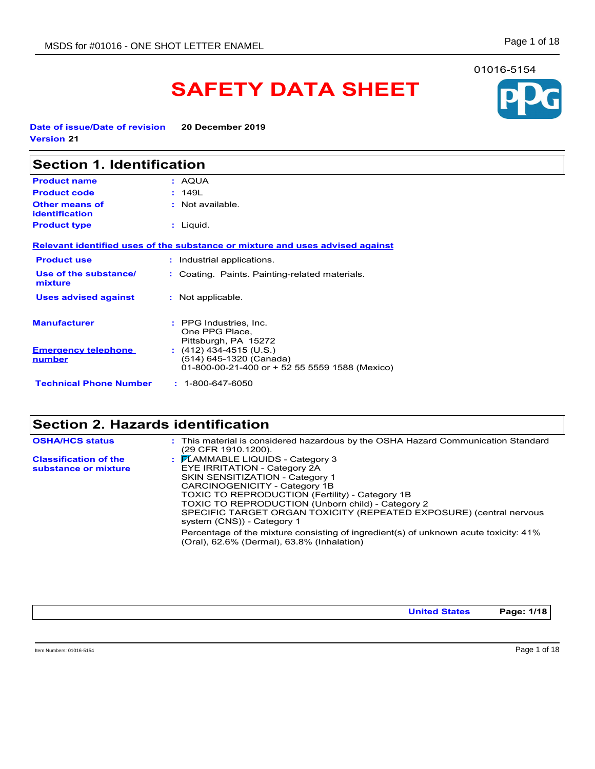01016-5154

# SAFETY DATA SHEET

**Date of issue/Date of revision** **20 December 2019**
**Version 21**

## Section 1. Identification

| | |
|---|---|
| **Product name** | : AQUA |
| **Product code** | : 149L |
| **Other means of identification** | : Not available. |
| **Product type** | : Liquid. |

**Relevant identified uses of the substance or mixture and uses advised against**

| | |
|---|---|
| **Product use** | : Industrial applications. |
| **Use of the substance/ mixture** | : Coating. Paints. Painting-related materials. |
| **Uses advised against** | : Not applicable. |

| | |
|---|---|
| **Manufacturer** | : PPG Industries, Inc.<br>One PPG Place,<br>Pittsburgh, PA 15272 |
| **Emergency telephone number** | : (412) 434-4515 (U.S.)<br>(514) 645-1320 (Canada)<br>01-800-00-21-400 or + 52 55 5559 1588 (Mexico) |
| **Technical Phone Number** | : 1-800-647-6050 |

## Section 2. Hazards identification

| | |
|---|---|
| **OSHA/HCS status** | : This material is considered hazardous by the OSHA Hazard Communication Standard (29 CFR 1910.1200). |
| **Classification of the substance or mixture** | : FLAMMABLE LIQUIDS - Category 3<br>EYE IRRITATION - Category 2A<br>SKIN SENSITIZATION - Category 1<br>CARCINOGENICITY - Category 1B<br>TOXIC TO REPRODUCTION (Fertility) - Category 1B<br>TOXIC TO REPRODUCTION (Unborn child) - Category 2<br>SPECIFIC TARGET ORGAN TOXICITY (REPEATED EXPOSURE) (central nervous system (CNS)) - Category 1<br>Percentage of the mixture consisting of ingredient(s) of unknown acute toxicity: 41% (Oral), 62.6% (Dermal), 63.8% (Inhalation) |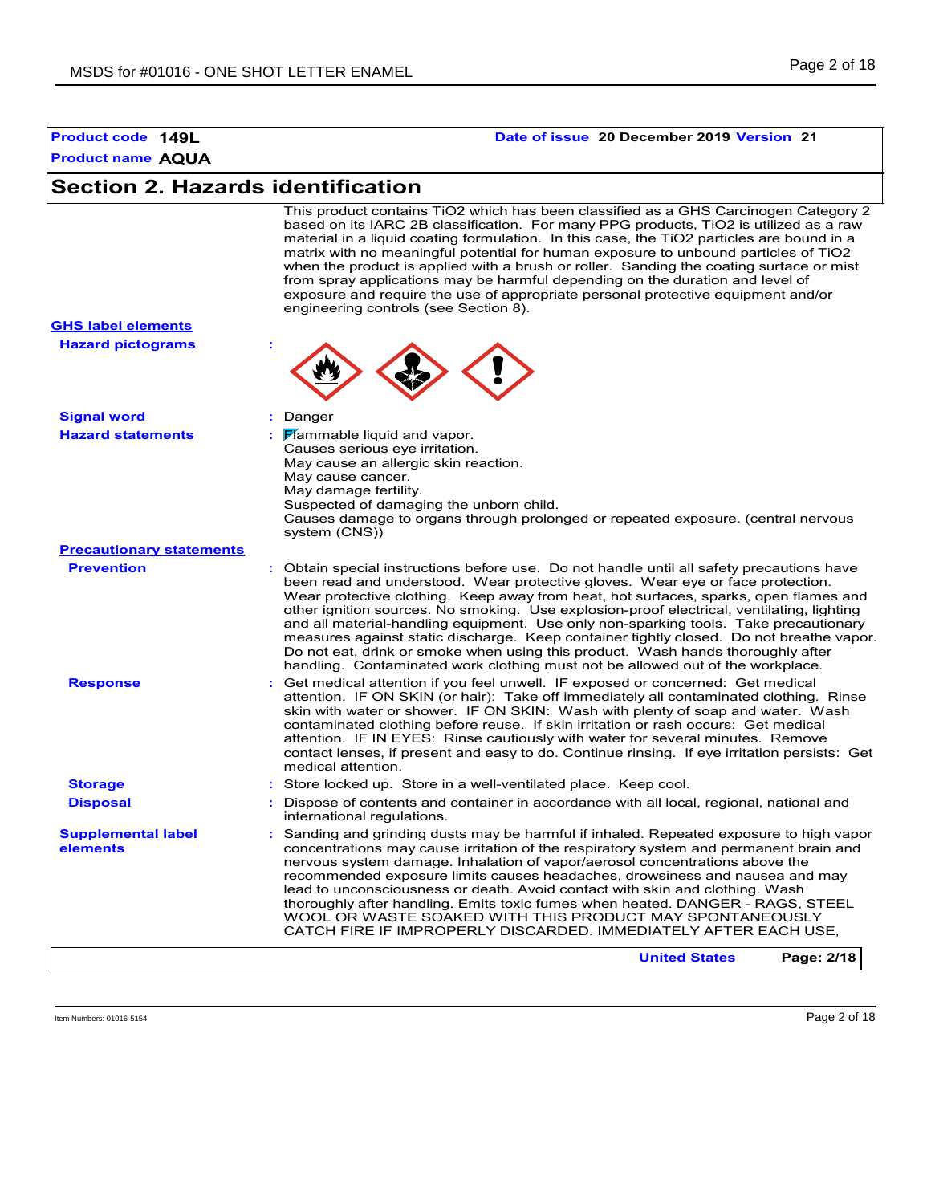**Product code** 149L **Date of issue** 20 December 2019 **Version** 21

**Product name** AQUA

## Section 2. Hazards identification

This product contains $TiO_2$ which has been classified as a GHS Carcinogen Category 2 based on its IARC 2B classification. For many PPG products, $TiO_2$ is utilized as a raw material in a liquid coating formulation. In this case, the $TiO_2$ particles are bound in a matrix with no meaningful potential for human exposure to unbound particles of $TiO_2$ when the product is applied with a brush or roller. Sanding the coating surface or mist from spray applications may be harmful depending on the duration and level of exposure and require the use of appropriate personal protective equipment and/or engineering controls (see Section 8).

**GHS label elements**

**Hazard pictograms** :

**Signal word** : Danger

**Hazard statements** : Flammable liquid and vapor.
Causes serious eye irritation.
May cause an allergic skin reaction.
May cause cancer.
May damage fertility.
Suspected of damaging the unborn child.
Causes damage to organs through prolonged or repeated exposure. (central nervous system (CNS))

**Precautionary statements**

**Prevention** : Obtain special instructions before use. Do not handle until all safety precautions have been read and understood. Wear protective gloves. Wear eye or face protection. Wear protective clothing. Keep away from heat, hot surfaces, sparks, open flames and other ignition sources. No smoking. Use explosion-proof electrical, ventilating, lighting and all material-handling equipment. Use only non-sparking tools. Take precautionary measures against static discharge. Keep container tightly closed. Do not breathe vapor. Do not eat, drink or smoke when using this product. Wash hands thoroughly after handling. Contaminated work clothing must not be allowed out of the workplace.

**Response** : Get medical attention if you feel unwell. IF exposed or concerned: Get medical attention. IF ON SKIN (or hair): Take off immediately all contaminated clothing. Rinse skin with water or shower. IF ON SKIN: Wash with plenty of soap and water. Wash contaminated clothing before reuse. If skin irritation or rash occurs: Get medical attention. IF IN EYES: Rinse cautiously with water for several minutes. Remove contact lenses, if present and easy to do. Continue rinsing. If eye irritation persists: Get medical attention.

**Storage** : Store locked up. Store in a well-ventilated place. Keep cool.

**Disposal** : Dispose of contents and container in accordance with all local, regional, national and international regulations.

**Supplemental label elements** : Sanding and grinding dusts may be harmful if inhaled. Repeated exposure to high vapor concentrations may cause irritation of the respiratory system and permanent brain and nervous system damage. Inhalation of vapor/aerosol concentrations above the recommended exposure limits causes headaches, drowsiness and nausea and may lead to unconsciousness or death. Avoid contact with skin and clothing. Wash thoroughly after handling. Emits toxic fumes when heated. DANGER - RAGS, STEEL WOOL OR WASTE SOAKED WITH THIS PRODUCT MAY SPONTANEOUSLY CATCH FIRE IF IMPROPERLY DISCARDED. IMMEDIATELY AFTER EACH USE,

**United States**

Item Numbers: 01016-5154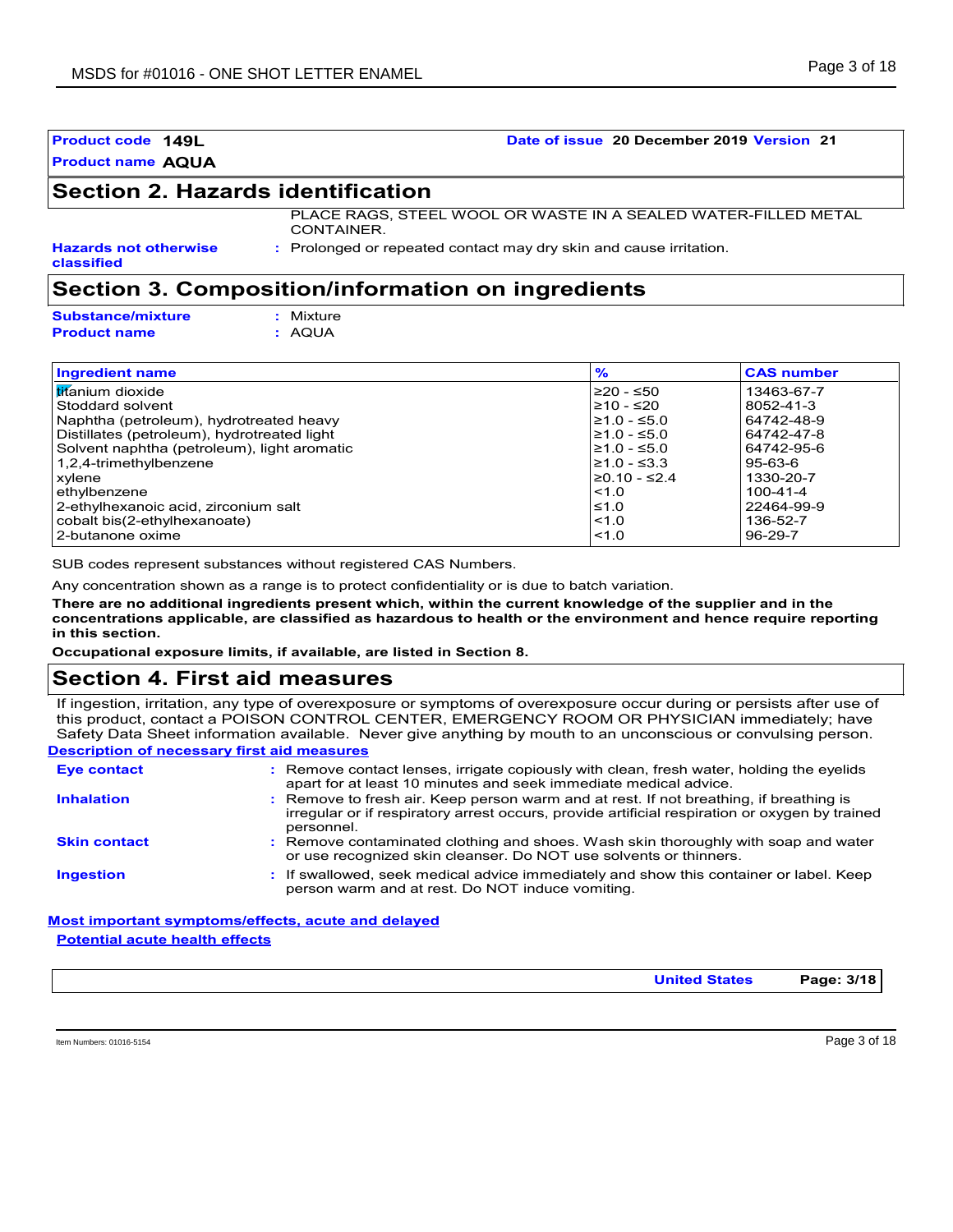**Product code** 149L **Date of issue** 20 December 2019 **Version** 21

**Product name** AQUA

## Section 2. Hazards identification

PLACE RAGS, STEEL WOOL OR WASTE IN A SEALED WATER-FILLED METAL CONTAINER.

**Hazards not otherwise classified** : Prolonged or repeated contact may dry skin and cause irritation.

## Section 3. Composition/information on ingredients

**Substance/mixture** : Mixture

**Product name** : AQUA

| Ingredient name | % | CAS number |
|---|---|---|
| titanium dioxide | ≥20 - ≤50 | 13463-67-7 |
| Stoddard solvent | ≥10 - ≤20 | 8052-41-3 |
| Naphtha (petroleum), hydrotreated heavy | ≥1.0 - ≤5.0 | 64742-48-9 |
| Distillates (petroleum), hydrotreated light | ≥1.0 - ≤5.0 | 64742-47-8 |
| Solvent naphtha (petroleum), light aromatic | ≥1.0 - ≤5.0 | 64742-95-6 |
| 1,2,4-trimethylbenzene | ≥1.0 - ≤3.3 | 95-63-6 |
| xylene | ≥0.10 - ≤2.4 | 1330-20-7 |
| ethylbenzene | <1.0 | 100-41-4 |
| 2-ethylhexanoic acid, zirconium salt | ≤1.0 | 22464-99-9 |
| cobalt bis(2-ethylhexanoate) | <1.0 | 136-52-7 |
| 2-butanone oxime | <1.0 | 96-29-7 |

SUB codes represent substances without registered CAS Numbers.

Any concentration shown as a range is to protect confidentiality or is due to batch variation.

**There are no additional ingredients present which, within the current knowledge of the supplier and in the concentrations applicable, are classified as hazardous to health or the environment and hence require reporting in this section.**

**Occupational exposure limits, if available, are listed in Section 8.**

## Section 4. First aid measures

If ingestion, irritation, any type of overexposure or symptoms of overexposure occur during or persists after use of this product, contact a POISON CONTROL CENTER, EMERGENCY ROOM OR PHYSICIAN immediately; have Safety Data Sheet information available. Never give anything by mouth to an unconscious or convulsing person.

**Description of necessary first aid measures**

**Eye contact** : Remove contact lenses, irrigate copiously with clean, fresh water, holding the eyelids apart for at least 10 minutes and seek immediate medical advice.

**Inhalation** : Remove to fresh air. Keep person warm and at rest. If not breathing, if breathing is irregular or if respiratory arrest occurs, provide artificial respiration or oxygen by trained personnel.

**Skin contact** : Remove contaminated clothing and shoes. Wash skin thoroughly with soap and water or use recognized skin cleanser. Do NOT use solvents or thinners.

**Ingestion** : If swallowed, seek medical advice immediately and show this container or label. Keep person warm and at rest. Do NOT induce vomiting.

**Most important symptoms/effects, acute and delayed**

**Potential acute health effects**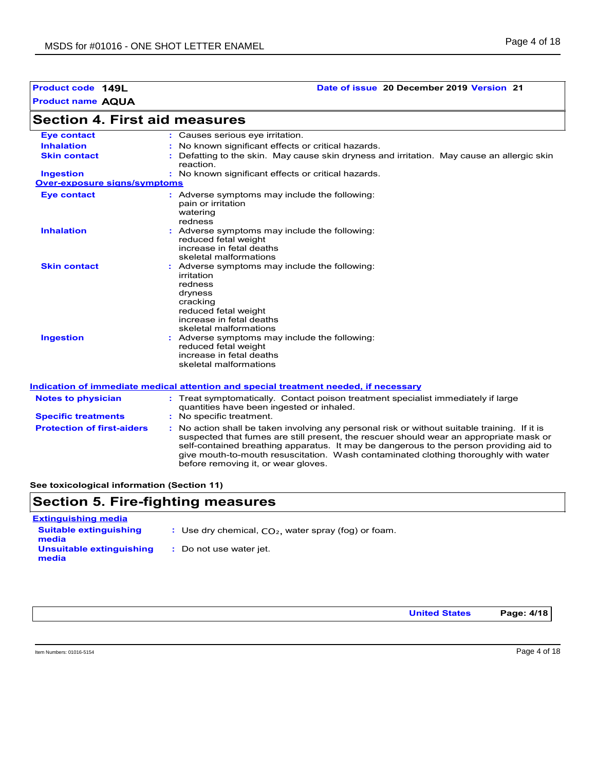**Product code** 149L **Date of issue** 20 December 2019 **Version** 21

**Product name** AQUA

## Section 4. First aid measures

| | |
|---|---|
| **Eye contact** | Causes serious eye irritation. |
| **Inhalation** | No known significant effects or critical hazards. |
| **Skin contact** | Defatting to the skin. May cause skin dryness and irritation. May cause an allergic skin reaction. |
| **Ingestion** | No known significant effects or critical hazards. |

**Over-exposure signs/symptoms**

| | |
|---|---|
| **Eye contact** | Adverse symptoms may include the following:<br>pain or irritation<br>watering<br>redness |
| **Inhalation** | Adverse symptoms may include the following:<br>reduced fetal weight<br>increase in fetal deaths<br>skeletal malformations |
| **Skin contact** | Adverse symptoms may include the following:<br>irritation<br>redness<br>dryness<br>cracking<br>reduced fetal weight<br>increase in fetal deaths<br>skeletal malformations |
| **Ingestion** | Adverse symptoms may include the following:<br>reduced fetal weight<br>increase in fetal deaths<br>skeletal malformations |

**Indication of immediate medical attention and special treatment needed, if necessary**

| | |
|---|---|
| **Notes to physician** | Treat symptomatically. Contact poison treatment specialist immediately if large quantities have been ingested or inhaled. |
| **Specific treatments** | No specific treatment. |
| **Protection of first-aiders** | No action shall be taken involving any personal risk or without suitable training. If it is suspected that fumes are still present, the rescuer should wear an appropriate mask or self-contained breathing apparatus. It may be dangerous to the person providing aid to give mouth-to-mouth resuscitation. Wash contaminated clothing thoroughly with water before removing it, or wear gloves. |

**See toxicological information (Section 11)**

## Section 5. Fire-fighting measures

**Extinguishing media**

| | |
|---|---|
| **Suitable extinguishing media** | Use dry chemical, $CO_2$, water spray (fog) or foam. |
| **Unsuitable extinguishing media** | Do not use water jet. |

United States

Item Numbers: 01016-5154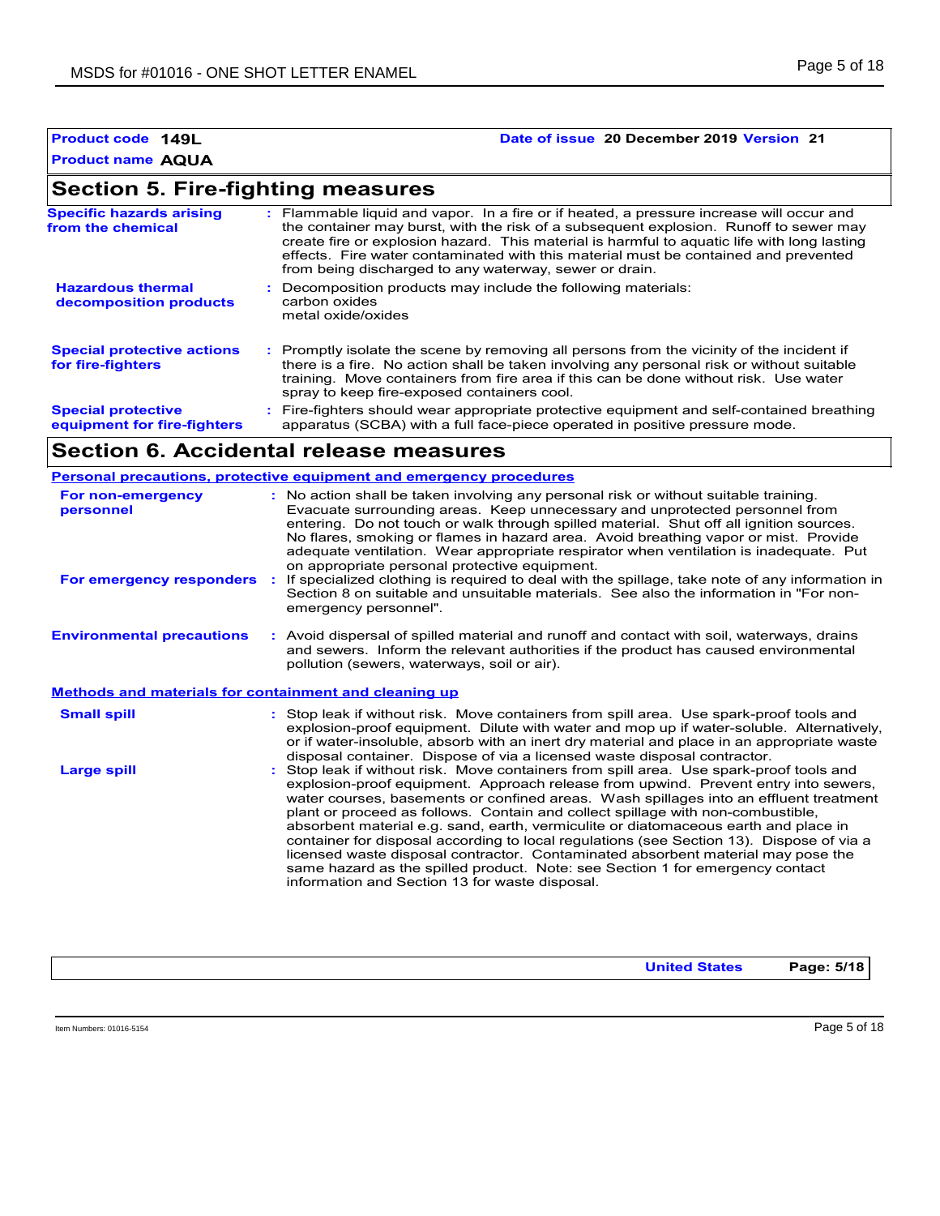**Product code** **149L**

**Date of issue** **20 December 2019** **Version** **21**

**Product name** **AQUA**

## Section 5. Fire-fighting measures

**Specific hazards arising from the chemical** : Flammable liquid and vapor. In a fire or if heated, a pressure increase will occur and the container may burst, with the risk of a subsequent explosion. Runoff to sewer may create fire or explosion hazard. This material is harmful to aquatic life with long lasting effects. Fire water contaminated with this material must be contained and prevented from being discharged to any waterway, sewer or drain.

**Hazardous thermal decomposition products** : Decomposition products may include the following materials:
carbon oxides
metal oxide/oxides

**Special protective actions for fire-fighters** : Promptly isolate the scene by removing all persons from the vicinity of the incident if there is a fire. No action shall be taken involving any personal risk or without suitable training. Move containers from fire area if this can be done without risk. Use water spray to keep fire-exposed containers cool.

**Special protective equipment for fire-fighters** : Fire-fighters should wear appropriate protective equipment and self-contained breathing apparatus (SCBA) with a full face-piece operated in positive pressure mode.

## Section 6. Accidental release measures

**Personal precautions, protective equipment and emergency procedures**

**For non-emergency personnel** : No action shall be taken involving any personal risk or without suitable training. Evacuate surrounding areas. Keep unnecessary and unprotected personnel from entering. Do not touch or walk through spilled material. Shut off all ignition sources. No flares, smoking or flames in hazard area. Avoid breathing vapor or mist. Provide adequate ventilation. Wear appropriate respirator when ventilation is inadequate. Put on appropriate personal protective equipment.

**For emergency responders** : If specialized clothing is required to deal with the spillage, take note of any information in Section 8 on suitable and unsuitable materials. See also the information in "For non-emergency personnel".

**Environmental precautions** : Avoid dispersal of spilled material and runoff and contact with soil, waterways, drains and sewers. Inform the relevant authorities if the product has caused environmental pollution (sewers, waterways, soil or air).

**Methods and materials for containment and cleaning up**

**Small spill** : Stop leak if without risk. Move containers from spill area. Use spark-proof tools and explosion-proof equipment. Dilute with water and mop up if water-soluble. Alternatively, or if water-insoluble, absorb with an inert dry material and place in an appropriate waste disposal container. Dispose of via a licensed waste disposal contractor.

**Large spill** : Stop leak if without risk. Move containers from spill area. Use spark-proof tools and explosion-proof equipment. Approach release from upwind. Prevent entry into sewers, water courses, basements or confined areas. Wash spillages into an effluent treatment plant or proceed as follows. Contain and collect spillage with non-combustible, absorbent material e.g. sand, earth, vermiculite or diatomaceous earth and place in container for disposal according to local regulations (see Section 13). Dispose of via a licensed waste disposal contractor. Contaminated absorbent material may pose the same hazard as the spilled product. Note: see Section 1 for emergency contact information and Section 13 for waste disposal.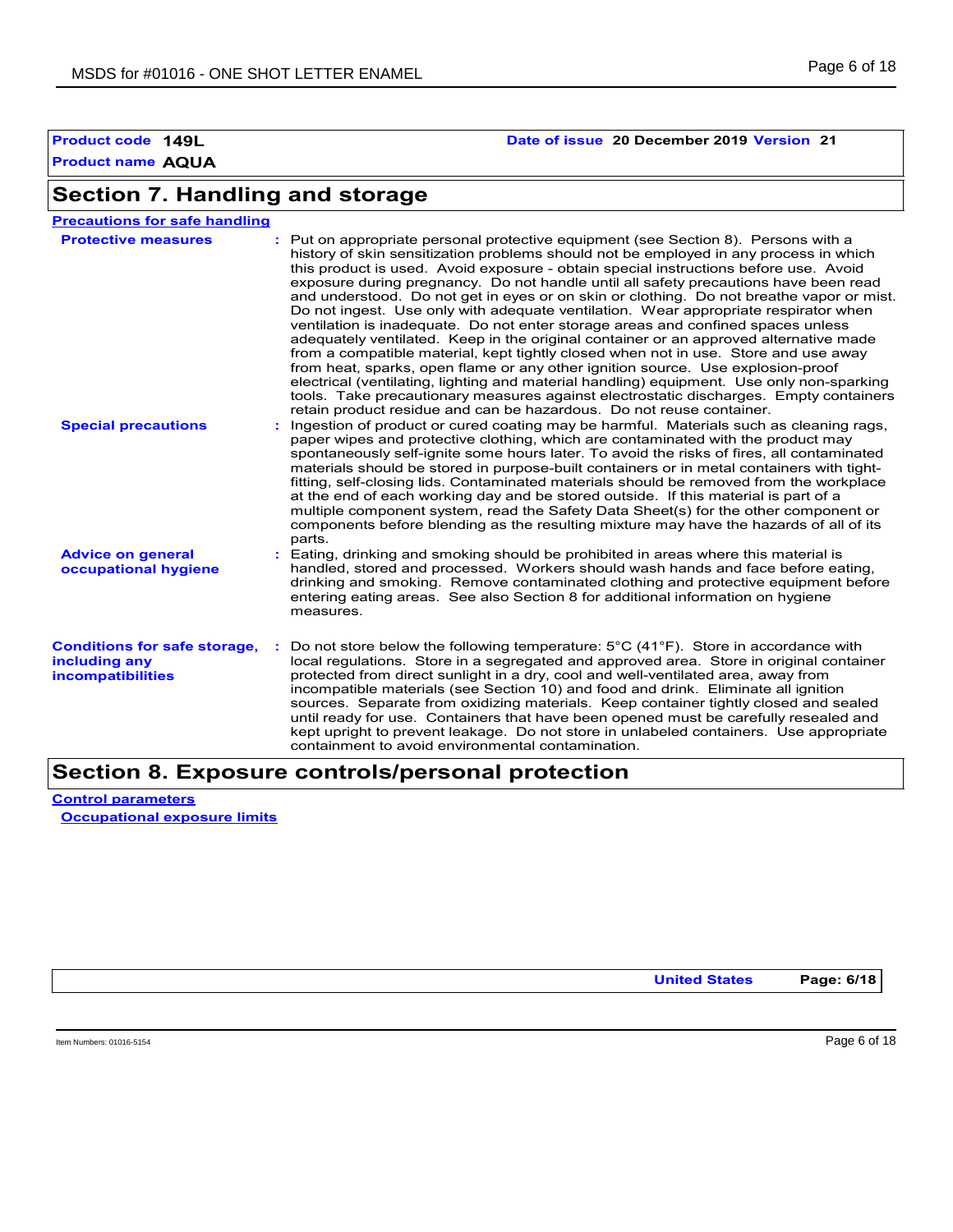**Product code** 149L **Date of issue** 20 December 2019 **Version** 21

**Product name** AQUA

## Section 7. Handling and storage

**Precautions for safe handling**

**Protective measures** : Put on appropriate personal protective equipment (see Section 8). Persons with a history of skin sensitization problems should not be employed in any process in which this product is used. Avoid exposure - obtain special instructions before use. Avoid exposure during pregnancy. Do not handle until all safety precautions have been read and understood. Do not get in eyes or on skin or clothing. Do not breathe vapor or mist. Do not ingest. Use only with adequate ventilation. Wear appropriate respirator when ventilation is inadequate. Do not enter storage areas and confined spaces unless adequately ventilated. Keep in the original container or an approved alternative made from a compatible material, kept tightly closed when not in use. Store and use away from heat, sparks, open flame or any other ignition source. Use explosion-proof electrical (ventilating, lighting and material handling) equipment. Use only non-sparking tools. Take precautionary measures against electrostatic discharges. Empty containers retain product residue and can be hazardous. Do not reuse container.

**Special precautions** : Ingestion of product or cured coating may be harmful. Materials such as cleaning rags, paper wipes and protective clothing, which are contaminated with the product may spontaneously self-ignite some hours later. To avoid the risks of fires, all contaminated materials should be stored in purpose-built containers or in metal containers with tight-fitting, self-closing lids. Contaminated materials should be removed from the workplace at the end of each working day and be stored outside. If this material is part of a multiple component system, read the Safety Data Sheet(s) for the other component or components before blending as the resulting mixture may have the hazards of all of its parts.

**Advice on general occupational hygiene** : Eating, drinking and smoking should be prohibited in areas where this material is handled, stored and processed. Workers should wash hands and face before eating, drinking and smoking. Remove contaminated clothing and protective equipment before entering eating areas. See also Section 8 for additional information on hygiene measures.

**Conditions for safe storage, including any incompatibilities** : Do not store below the following temperature: 5°C (41°F). Store in accordance with local regulations. Store in a segregated and approved area. Store in original container protected from direct sunlight in a dry, cool and well-ventilated area, away from incompatible materials (see Section 10) and food and drink. Eliminate all ignition sources. Separate from oxidizing materials. Keep container tightly closed and sealed until ready for use. Containers that have been opened must be carefully resealed and kept upright to prevent leakage. Do not store in unlabeled containers. Use appropriate containment to avoid environmental contamination.

## Section 8. Exposure controls/personal protection

**Control parameters**

**Occupational exposure limits**

United States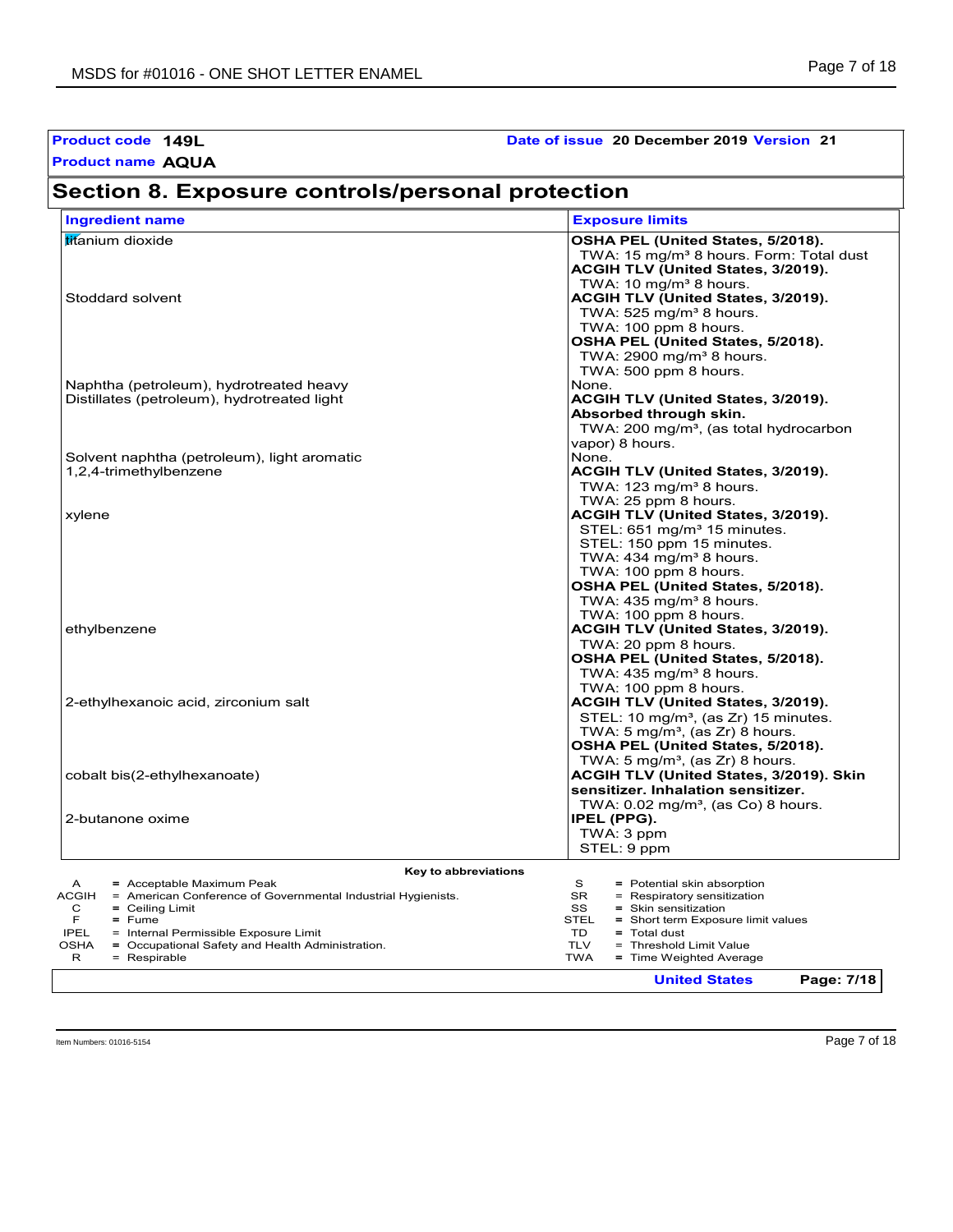**Product code** **149L** **Date of issue** **20 December 2019** **Version** **21**

**Product name** **AQUA**

## Section 8. Exposure controls/personal protection

| Ingredient name | Exposure limits |
|---|---|
| titanium dioxide | **OSHA PEL (United States, 5/2018).**<br>TWA: 15 mg/m³ 8 hours. Form: Total dust<br>**ACGIH TLV (United States, 3/2019).**<br>TWA: 10 mg/m³ 8 hours. |
| Stoddard solvent | **ACGIH TLV (United States, 3/2019).**<br>TWA: 525 mg/m³ 8 hours.<br>TWA: 100 ppm 8 hours.<br>**OSHA PEL (United States, 5/2018).**<br>TWA: 2900 mg/m³ 8 hours.<br>TWA: 500 ppm 8 hours. |
| Naphtha (petroleum), hydrotreated heavy | None. |
| Distillates (petroleum), hydrotreated light | **ACGIH TLV (United States, 3/2019).**<br>**Absorbed through skin.**<br>TWA: 200 mg/m³, (as total hydrocarbon vapor) 8 hours. |
| Solvent naphtha (petroleum), light aromatic | None. |
| 1,2,4-trimethylbenzene | **ACGIH TLV (United States, 3/2019).**<br>TWA: 123 mg/m³ 8 hours.<br>TWA: 25 ppm 8 hours. |
| xylene | **ACGIH TLV (United States, 3/2019).**<br>STEL: 651 mg/m³ 15 minutes.<br>STEL: 150 ppm 15 minutes.<br>TWA: 434 mg/m³ 8 hours.<br>TWA: 100 ppm 8 hours.<br>**OSHA PEL (United States, 5/2018).**<br>TWA: 435 mg/m³ 8 hours.<br>TWA: 100 ppm 8 hours. |
| ethylbenzene | **ACGIH TLV (United States, 3/2019).**<br>TWA: 20 ppm 8 hours.<br>**OSHA PEL (United States, 5/2018).**<br>TWA: 435 mg/m³ 8 hours.<br>TWA: 100 ppm 8 hours. |
| 2-ethylhexanoic acid, zirconium salt | **ACGIH TLV (United States, 3/2019).**<br>STEL: 10 mg/m³, (as Zr) 15 minutes.<br>TWA: 5 mg/m³, (as Zr) 8 hours.<br>**OSHA PEL (United States, 5/2018).**<br>TWA: 5 mg/m³, (as Zr) 8 hours. |
| cobalt bis(2-ethylhexanoate) | **ACGIH TLV (United States, 3/2019). Skin sensitizer. Inhalation sensitizer.**<br>TWA: 0.02 mg/m³, (as Co) 8 hours. |
| 2-butanone oxime | **IPEL (PPG).**<br>TWA: 3 ppm<br>STEL: 9 ppm |

**Key to abbreviations**

| | | | |
|---|---|---|---|
| A | = Acceptable Maximum Peak | S | = Potential skin absorption |
| ACGIH | = American Conference of Governmental Industrial Hygienists. | SR | = Respiratory sensitization |
| C | = Ceiling Limit | SS | = Skin sensitization |
| F | = Fume | STEL | = Short term Exposure limit values |
| IPEL | = Internal Permissible Exposure Limit | TD | = Total dust |
| OSHA | = Occupational Safety and Health Administration. | TLV | = Threshold Limit Value |
| R | = Respirable | TWA | = Time Weighted Average |

**United States**

Item Numbers: 01016-5154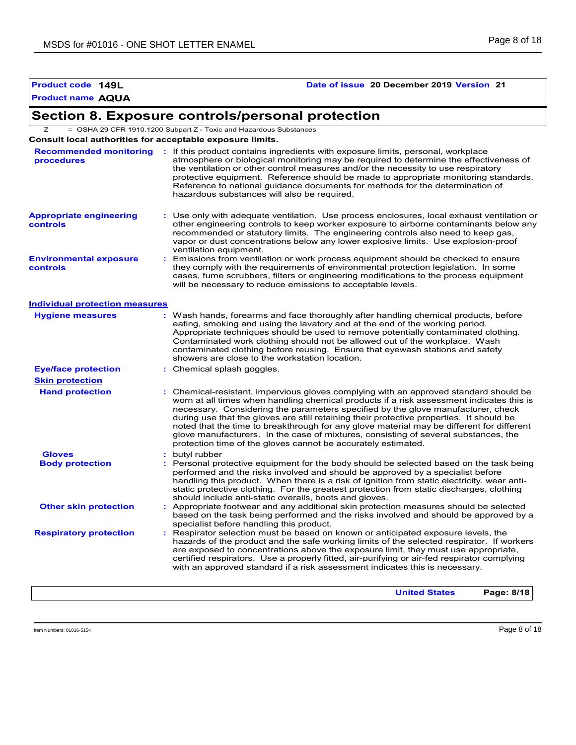**Product code** **149L** **Date of issue** **20 December 2019** **Version** **21**

**Product name** **AQUA**

## Section 8. Exposure controls/personal protection

Z = OSHA 29 CFR 1910.1200 Subpart Z - Toxic and Hazardous Substances

**Consult local authorities for acceptable exposure limits.**

**Recommended monitoring procedures** : If this product contains ingredients with exposure limits, personal, workplace atmosphere or biological monitoring may be required to determine the effectiveness of the ventilation or other control measures and/or the necessity to use respiratory protective equipment. Reference should be made to appropriate monitoring standards. Reference to national guidance documents for methods for the determination of hazardous substances will also be required.

**Appropriate engineering controls** : Use only with adequate ventilation. Use process enclosures, local exhaust ventilation or other engineering controls to keep worker exposure to airborne contaminants below any recommended or statutory limits. The engineering controls also need to keep gas, vapor or dust concentrations below any lower explosive limits. Use explosion-proof ventilation equipment.

**Environmental exposure controls** : Emissions from ventilation or work process equipment should be checked to ensure they comply with the requirements of environmental protection legislation. In some cases, fume scrubbers, filters or engineering modifications to the process equipment will be necessary to reduce emissions to acceptable levels.

### Individual protection measures

**Hygiene measures** : Wash hands, forearms and face thoroughly after handling chemical products, before eating, smoking and using the lavatory and at the end of the working period. Appropriate techniques should be used to remove potentially contaminated clothing. Contaminated work clothing should not be allowed out of the workplace. Wash contaminated clothing before reusing. Ensure that eyewash stations and safety showers are close to the workstation location.

**Eye/face protection** : Chemical splash goggles.

**Skin protection**

**Hand protection** : Chemical-resistant, impervious gloves complying with an approved standard should be worn at all times when handling chemical products if a risk assessment indicates this is necessary. Considering the parameters specified by the glove manufacturer, check during use that the gloves are still retaining their protective properties. It should be noted that the time to breakthrough for any glove material may be different for different glove manufacturers. In the case of mixtures, consisting of several substances, the protection time of the gloves cannot be accurately estimated.

**Gloves** : butyl rubber

**Body protection** : Personal protective equipment for the body should be selected based on the task being performed and the risks involved and should be approved by a specialist before handling this product. When there is a risk of ignition from static electricity, wear anti-static protective clothing. For the greatest protection from static discharges, clothing should include anti-static overalls, boots and gloves.

**Other skin protection** : Appropriate footwear and any additional skin protection measures should be selected based on the task being performed and the risks involved and should be approved by a specialist before handling this product.

**Respiratory protection** : Respirator selection must be based on known or anticipated exposure levels, the hazards of the product and the safe working limits of the selected respirator. If workers are exposed to concentrations above the exposure limit, they must use appropriate, certified respirators. Use a properly fitted, air-purifying or air-fed respirator complying with an approved standard if a risk assessment indicates this is necessary.

**United States**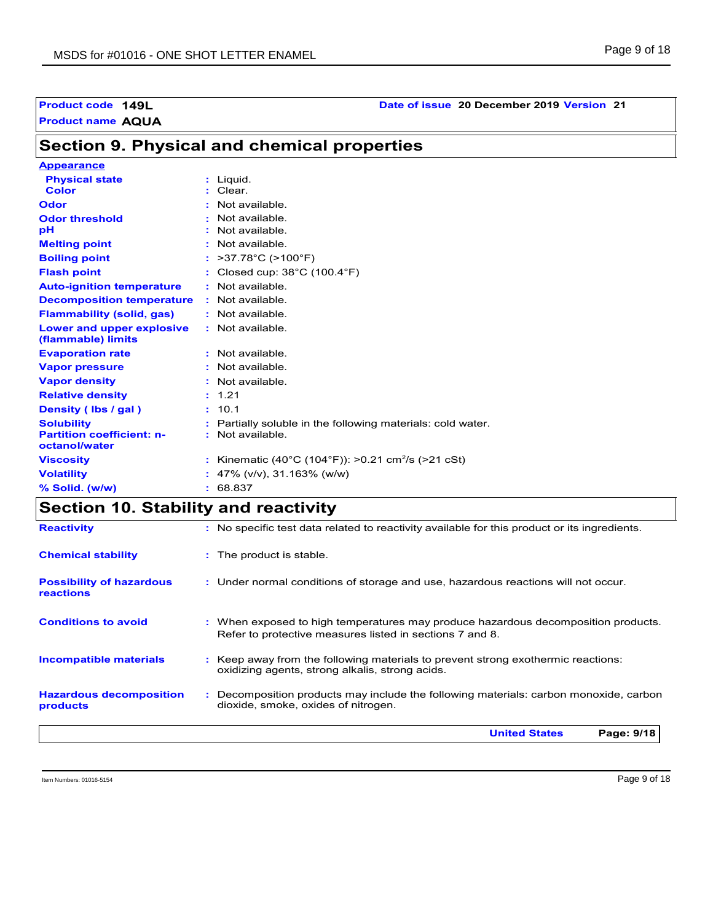**Product code** **149L** **Date of issue** **20 December 2019** **Version** **21**

**Product name** **AQUA**

## Section 9. Physical and chemical properties

**Appearance**

| | | |
|---|---|---|
| **Physical state** | : | Liquid. |
| **Color** | : | Clear. |
| **Odor** | : | Not available. |
| **Odor threshold** | : | Not available. |
| **pH** | : | Not available. |
| **Melting point** | : | Not available. |
| **Boiling point** | : | >37.78°C (>100°F) |
| **Flash point** | : | Closed cup: 38°C (100.4°F) |
| **Auto-ignition temperature** | : | Not available. |
| **Decomposition temperature** | : | Not available. |
| **Flammability (solid, gas)** | : | Not available. |
| **Lower and upper explosive (flammable) limits** | : | Not available. |
| **Evaporation rate** | : | Not available. |
| **Vapor pressure** | : | Not available. |
| **Vapor density** | : | Not available. |
| **Relative density** | : | 1.21 |
| **Density ( lbs / gal )** | : | 10.1 |
| **Solubility** | : | Partially soluble in the following materials: cold water. |
| **Partition coefficient: n-octanol/water** | : | Not available. |
| **Viscosity** | : | Kinematic (40°C (104°F)): >0.21 $cm^2/s$ (>21 cSt) |
| **Volatility** | : | 47% (v/v), 31.163% (w/w) |
| **% Solid. (w/w)** | : | 68.837 |

## Section 10. Stability and reactivity

| | | |
|---|---|---|
| **Reactivity** | : | No specific test data related to reactivity available for this product or its ingredients. |
| **Chemical stability** | : | The product is stable. |
| **Possibility of hazardous reactions** | : | Under normal conditions of storage and use, hazardous reactions will not occur. |
| **Conditions to avoid** | : | When exposed to high temperatures may produce hazardous decomposition products. Refer to protective measures listed in sections 7 and 8. |
| **Incompatible materials** | : | Keep away from the following materials to prevent strong exothermic reactions: oxidizing agents, strong alkalis, strong acids. |
| **Hazardous decomposition products** | : | Decomposition products may include the following materials: carbon monoxide, carbon dioxide, smoke, oxides of nitrogen. |

Item Numbers: 01016-5154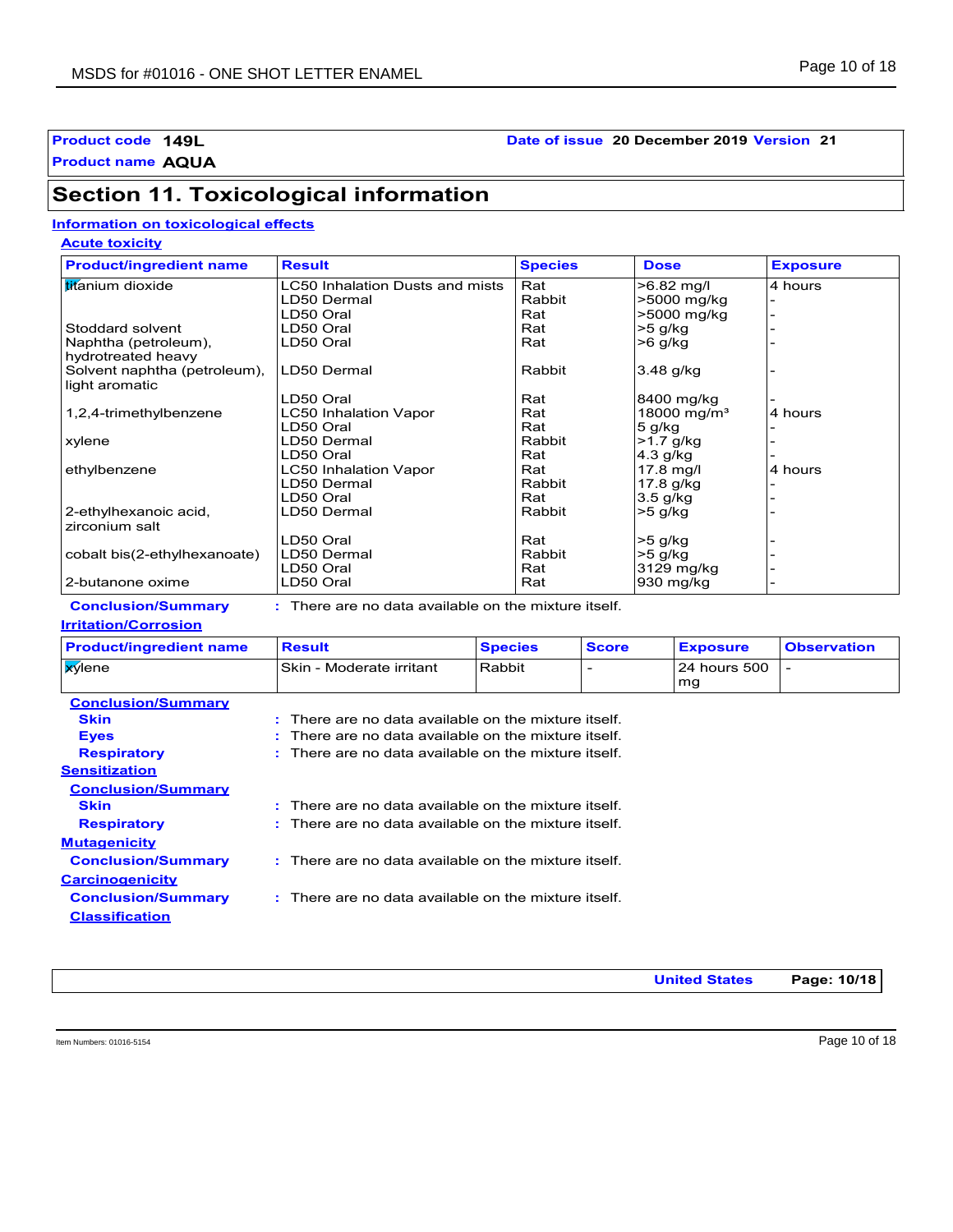**Product code** 149L **Date of issue** 20 December 2019 **Version** 21

**Product name** AQUA

## Section 11. Toxicological information

### Information on toxicological effects

#### Acute toxicity

| Product/ingredient name | Result | Species | Dose | Exposure |
|---|---|---|---|---|
| titanium dioxide | LC50 Inhalation Dusts and mists | Rat | >6.82 mg/l | 4 hours |
| | LD50 Dermal | Rabbit | >5000 mg/kg | - |
| | LD50 Oral | Rat | >5000 mg/kg | - |
| Stoddard solvent | LD50 Oral | Rat | >5 g/kg | - |
| Naphtha (petroleum), hydrotreated heavy | LD50 Oral | Rat | >6 g/kg | - |
| Solvent naphtha (petroleum), light aromatic | LD50 Dermal | Rabbit | 3.48 g/kg | - |
| | LD50 Oral | Rat | 8400 mg/kg | - |
| 1,2,4-trimethylbenzene | LC50 Inhalation Vapor | Rat | 18000 mg/m³ | 4 hours |
| | LD50 Oral | Rat | 5 g/kg | - |
| xylene | LD50 Dermal | Rabbit | >1.7 g/kg | - |
| | LD50 Oral | Rat | 4.3 g/kg | - |
| ethylbenzene | LC50 Inhalation Vapor | Rat | 17.8 mg/l | 4 hours |
| | LD50 Dermal | Rabbit | 17.8 g/kg | - |
| | LD50 Oral | Rat | 3.5 g/kg | - |
| 2-ethylhexanoic acid, zirconium salt | LD50 Dermal | Rabbit | >5 g/kg | - |
| | LD50 Oral | Rat | >5 g/kg | - |
| cobalt bis(2-ethylhexanoate) | LD50 Dermal | Rabbit | >5 g/kg | - |
| | LD50 Oral | Rat | 3129 mg/kg | - |
| 2-butanone oxime | LD50 Oral | Rat | 930 mg/kg | - |

**Conclusion/Summary** : There are no data available on the mixture itself.

#### Irritation/Corrosion

| Product/ingredient name | Result | Species | Score | Exposure | Observation |
|---|---|---|---|---|---|
| xylene | Skin - Moderate irritant | Rabbit | - | 24 hours 500 mg | - |

**Conclusion/Summary**

**Skin** : There are no data available on the mixture itself.

**Eyes** : There are no data available on the mixture itself.

**Respiratory** : There are no data available on the mixture itself.

#### Sensitization

**Conclusion/Summary**

**Skin** : There are no data available on the mixture itself.

**Respiratory** : There are no data available on the mixture itself.

#### Mutagenicity

**Conclusion/Summary** : There are no data available on the mixture itself.

#### Carcinogenicity

**Conclusion/Summary** : There are no data available on the mixture itself.

**Classification**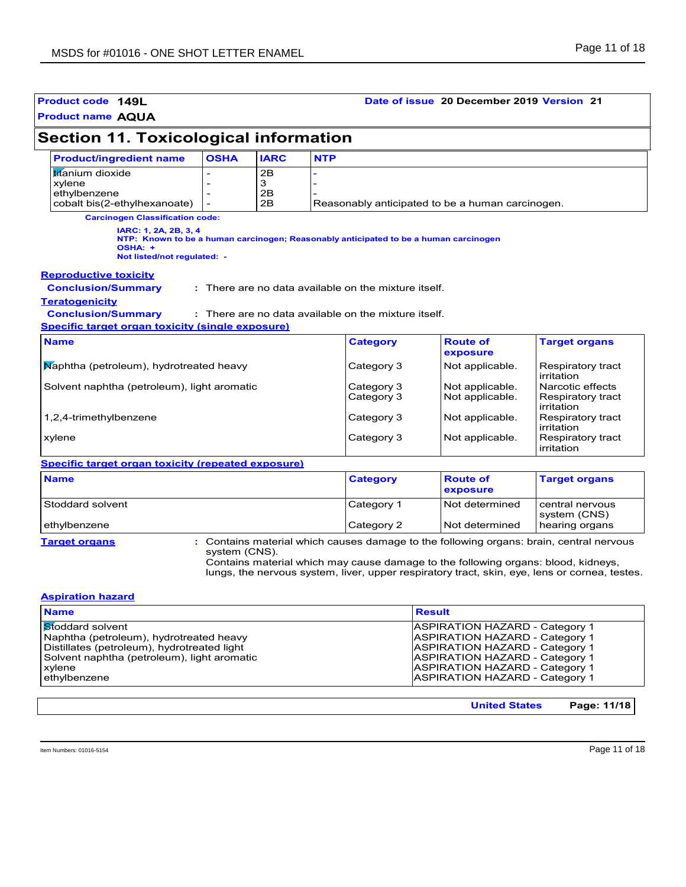**Product code** 149L **Date of issue** 20 December 2019 **Version** 21

**Product name** AQUA

## Section 11. Toxicological information

| Product/ingredient name | OSHA | IARC | NTP |
|---|---|---|---|
| titanium dioxide | - | 2B | - |
| xylene | - | 3 | - |
| ethylbenzene | - | 2B | - |
| cobalt bis(2-ethylhexanoate) | - | 2B | Reasonably anticipated to be a human carcinogen. |

**Carcinogen Classification code:**

**IARC: 1, 2A, 2B, 3, 4**
**NTP: Known to be a human carcinogen; Reasonably anticipated to be a human carcinogen**
**OSHA: +**
**Not listed/not regulated: -**

**Reproductive toxicity**

**Conclusion/Summary** : There are no data available on the mixture itself.

**Teratogenicity**

**Conclusion/Summary** : There are no data available on the mixture itself.

**Specific target organ toxicity (single exposure)**

| Name | Category | Route of exposure | Target organs |
|---|---|---|---|
| Naphtha (petroleum), hydrotreated heavy | Category 3 | Not applicable. | Respiratory tract irritation |
| Solvent naphtha (petroleum), light aromatic | Category 3<br>Category 3 | Not applicable.<br>Not applicable. | Narcotic effects<br>Respiratory tract irritation |
| 1,2,4-trimethylbenzene | Category 3 | Not applicable. | Respiratory tract irritation |
| xylene | Category 3 | Not applicable. | Respiratory tract irritation |

**Specific target organ toxicity (repeated exposure)**

| Name | Category | Route of exposure | Target organs |
|---|---|---|---|
| Stoddard solvent | Category 1 | Not determined | central nervous system (CNS) |
| ethylbenzene | Category 2 | Not determined | hearing organs |

**Target organs** : Contains material which causes damage to the following organs: brain, central nervous system (CNS).
Contains material which may cause damage to the following organs: blood, kidneys, lungs, the nervous system, liver, upper respiratory tract, skin, eye, lens or cornea, testes.

**Aspiration hazard**

| Name | Result |
|---|---|
| Stoddard solvent | ASPIRATION HAZARD - Category 1 |
| Naphtha (petroleum), hydrotreated heavy | ASPIRATION HAZARD - Category 1 |
| Distillates (petroleum), hydrotreated light | ASPIRATION HAZARD - Category 1 |
| Solvent naphtha (petroleum), light aromatic | ASPIRATION HAZARD - Category 1 |
| xylene | ASPIRATION HAZARD - Category 1 |
| ethylbenzene | ASPIRATION HAZARD - Category 1 |

Item Numbers: 01016-5154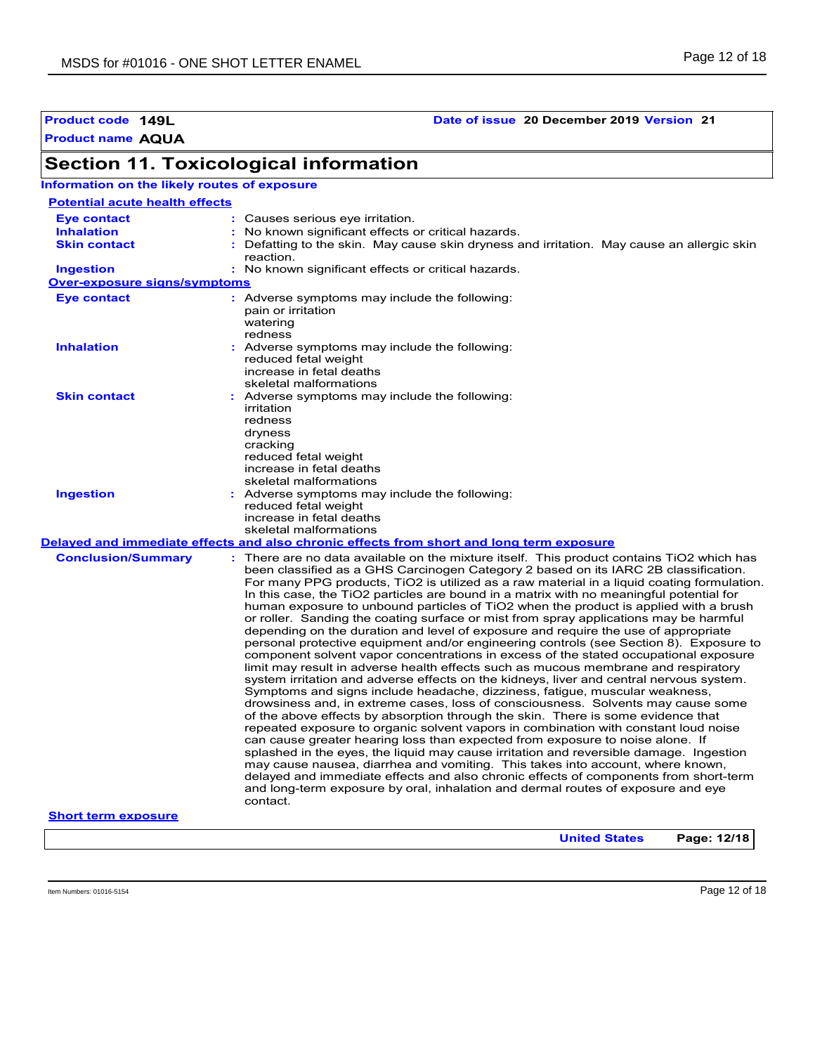**Product code** 149L **Date of issue** 20 December 2019 **Version** 21

**Product name** AQUA

## Section 11. Toxicological information

**Information on the likely routes of exposure**

**Potential acute health effects**

**Eye contact** : Causes serious eye irritation.

**Inhalation** : No known significant effects or critical hazards.

**Skin contact** : Defatting to the skin. May cause skin dryness and irritation. May cause an allergic skin reaction.

**Ingestion** : No known significant effects or critical hazards.

**Over-exposure signs/symptoms**

**Eye contact** : Adverse symptoms may include the following:
pain or irritation
watering
redness

**Inhalation** : Adverse symptoms may include the following:
reduced fetal weight
increase in fetal deaths
skeletal malformations

**Skin contact** : Adverse symptoms may include the following:
irritation
redness
dryness
cracking
reduced fetal weight
increase in fetal deaths
skeletal malformations

**Ingestion** : Adverse symptoms may include the following:
reduced fetal weight
increase in fetal deaths
skeletal malformations

**Delayed and immediate effects and also chronic effects from short and long term exposure**

**Conclusion/Summary** : There are no data available on the mixture itself. This product contains $TiO_2$ which has been classified as a GHS Carcinogen Category 2 based on its IARC 2B classification. For many PPG products, $TiO_2$ is utilized as a raw material in a liquid coating formulation. In this case, the $TiO_2$ particles are bound in a matrix with no meaningful potential for human exposure to unbound particles of $TiO_2$ when the product is applied with a brush or roller. Sanding the coating surface or mist from spray applications may be harmful depending on the duration and level of exposure and require the use of appropriate personal protective equipment and/or engineering controls (see Section 8). Exposure to component solvent vapor concentrations in excess of the stated occupational exposure limit may result in adverse health effects such as mucous membrane and respiratory system irritation and adverse effects on the kidneys, liver and central nervous system. Symptoms and signs include headache, dizziness, fatigue, muscular weakness, drowsiness and, in extreme cases, loss of consciousness. Solvents may cause some of the above effects by absorption through the skin. There is some evidence that repeated exposure to organic solvent vapors in combination with constant loud noise can cause greater hearing loss than expected from exposure to noise alone. If splashed in the eyes, the liquid may cause irritation and reversible damage. Ingestion may cause nausea, diarrhea and vomiting. This takes into account, where known, delayed and immediate effects and also chronic effects of components from short-term and long-term exposure by oral, inhalation and dermal routes of exposure and eye contact.

**Short term exposure**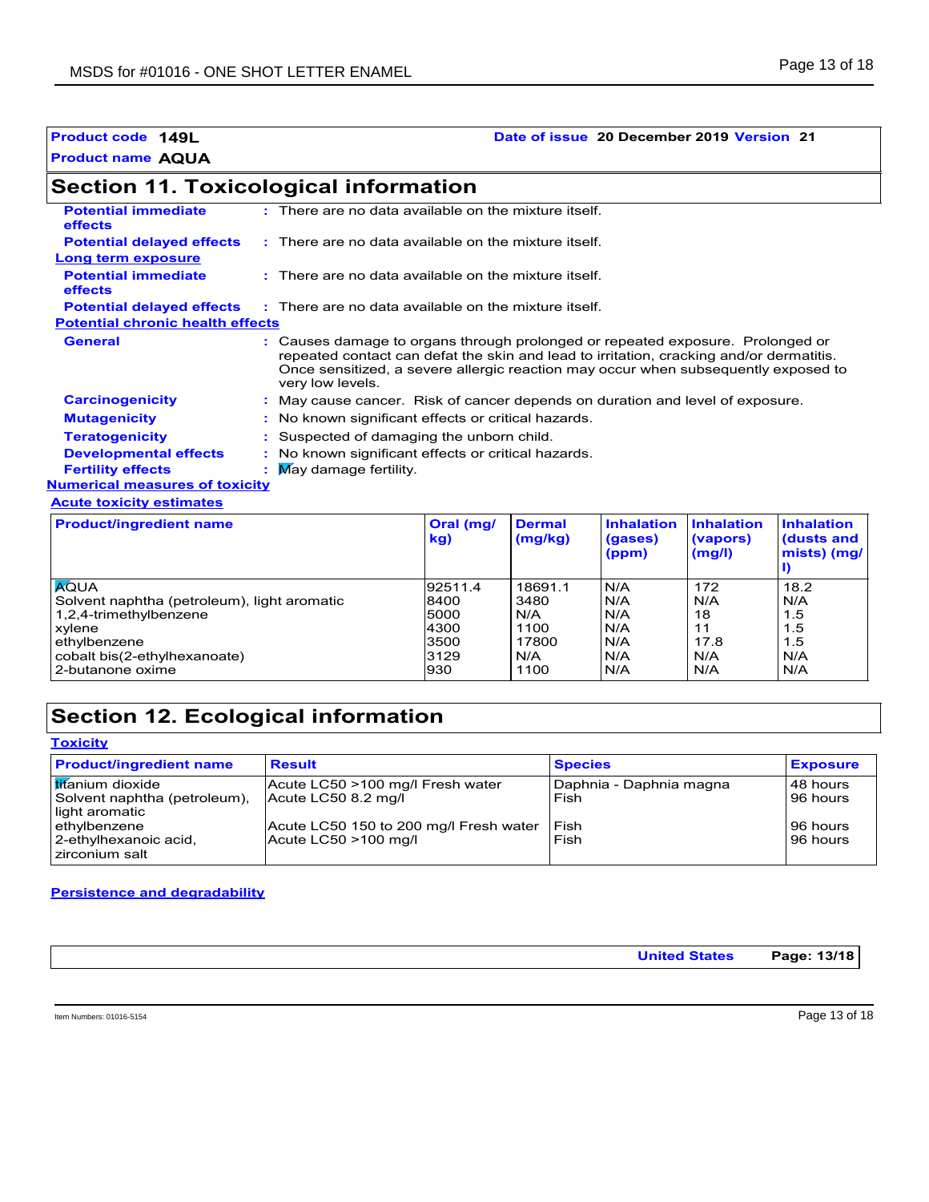**Product code** **149L** **Date of issue** **20 December 2019** **Version** **21**

**Product name** **AQUA**

## Section 11. Toxicological information

**Potential immediate effects** : There are no data available on the mixture itself.

**Potential delayed effects** : There are no data available on the mixture itself.

**Long term exposure**

**Potential immediate effects** : There are no data available on the mixture itself.

**Potential delayed effects** : There are no data available on the mixture itself.

**Potential chronic health effects**

**General** : Causes damage to organs through prolonged or repeated exposure. Prolonged or repeated contact can defat the skin and lead to irritation, cracking and/or dermatitis. Once sensitized, a severe allergic reaction may occur when subsequently exposed to very low levels.

**Carcinogenicity** : May cause cancer. Risk of cancer depends on duration and level of exposure.

**Mutagenicity** : No known significant effects or critical hazards.

**Teratogenicity** : Suspected of damaging the unborn child.

**Developmental effects** : No known significant effects or critical hazards.

**Fertility effects** : May damage fertility.

**Numerical measures of toxicity**

**Acute toxicity estimates**

| Product/ingredient name | Oral (mg/kg) | Dermal (mg/kg) | Inhalation (gases) (ppm) | Inhalation (vapors) (mg/l) | Inhalation (dusts and mists) (mg/l) |
|---|---|---|---|---|---|
| AQUA | 92511.4 | 18691.1 | N/A | 172 | 18.2 |
| Solvent naphtha (petroleum), light aromatic | 8400 | 3480 | N/A | N/A | N/A |
| 1,2,4-trimethylbenzene | 5000 | N/A | N/A | 18 | 1.5 |
| xylene | 4300 | 1100 | N/A | 11 | 1.5 |
| ethylbenzene | 3500 | 17800 | N/A | 17.8 | 1.5 |
| cobalt bis(2-ethylhexanoate) | 3129 | N/A | N/A | N/A | N/A |
| 2-butanone oxime | 930 | 1100 | N/A | N/A | N/A |

## Section 12. Ecological information

**Toxicity**

| Product/ingredient name | Result | Species | Exposure |
|---|---|---|---|
| titanium dioxide | Acute LC50 >100 mg/l Fresh water | Daphnia - Daphnia magna | 48 hours |
| Solvent naphtha (petroleum), light aromatic | Acute LC50 8.2 mg/l | Fish | 96 hours |
| ethylbenzene | Acute LC50 150 to 200 mg/l Fresh water | Fish | 96 hours |
| 2-ethylhexanoic acid, zirconium salt | Acute LC50 >100 mg/l | Fish | 96 hours |

**Persistence and degradability**

Item Numbers: 01016-5154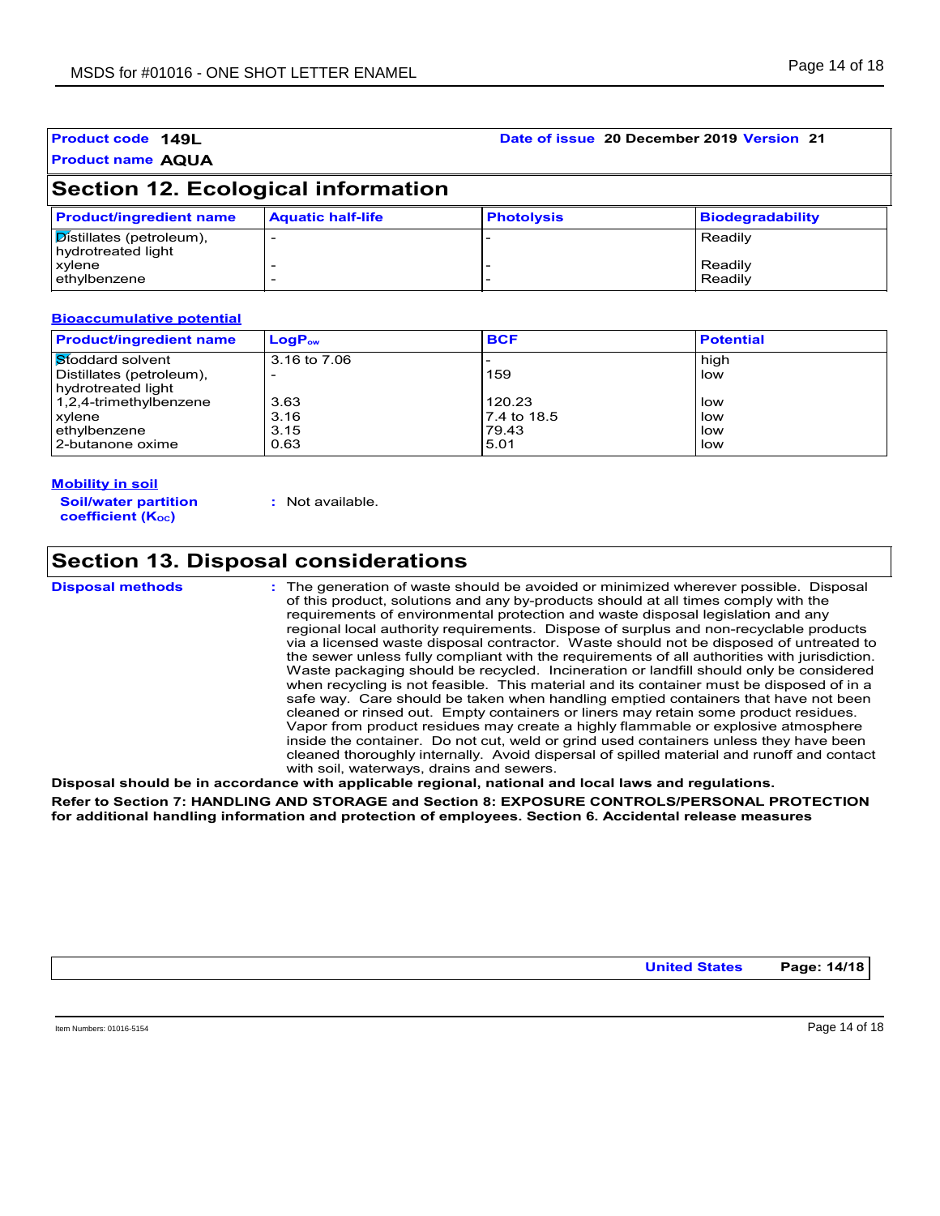**Product code** **149L** **Date of issue** **20 December 2019** **Version** **21**

**Product name** **AQUA**

## Section 12. Ecological information

| Product/ingredient name | Aquatic half-life | Photolysis | Biodegradability |
|---|---|---|---|
| Distillates (petroleum), hydrotreated light | - | - | Readily |
| xylene | - | - | Readily |
| ethylbenzene | - | - | Readily |

**Bioaccumulative potential**

| Product/ingredient name | $LogP_{ow}$ | BCF | Potential |
|---|---|---|---|
| Stoddard solvent | 3.16 to 7.06 | - | high |
| Distillates (petroleum), hydrotreated light | - | 159 | low |
| 1,2,4-trimethylbenzene | 3.63 | 120.23 | low |
| xylene | 3.16 | 7.4 to 18.5 | low |
| ethylbenzene | 3.15 | 79.43 | low |
| 2-butanone oxime | 0.63 | 5.01 | low |

**Mobility in soil**

**Soil/water partition coefficient ($K_{OC}$)** : Not available.

## Section 13. Disposal considerations

**Disposal methods** : The generation of waste should be avoided or minimized wherever possible. Disposal of this product, solutions and any by-products should at all times comply with the requirements of environmental protection and waste disposal legislation and any regional local authority requirements. Dispose of surplus and non-recyclable products via a licensed waste disposal contractor. Waste should not be disposed of untreated to the sewer unless fully compliant with the requirements of all authorities with jurisdiction. Waste packaging should be recycled. Incineration or landfill should only be considered when recycling is not feasible. This material and its container must be disposed of in a safe way. Care should be taken when handling emptied containers that have not been cleaned or rinsed out. Empty containers or liners may retain some product residues. Vapor from product residues may create a highly flammable or explosive atmosphere inside the container. Do not cut, weld or grind used containers unless they have been cleaned thoroughly internally. Avoid dispersal of spilled material and runoff and contact with soil, waterways, drains and sewers.

**Disposal should be in accordance with applicable regional, national and local laws and regulations.**

**Refer to Section 7: HANDLING AND STORAGE and Section 8: EXPOSURE CONTROLS/PERSONAL PROTECTION for additional handling information and protection of employees. Section 6. Accidental release measures**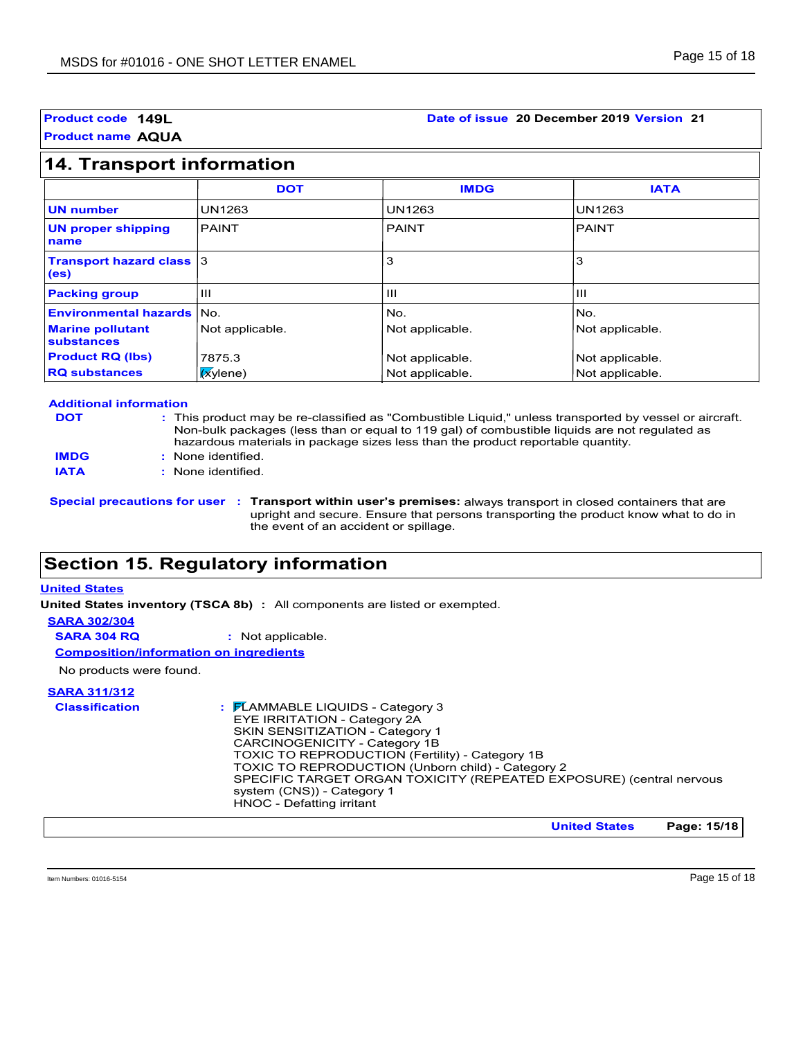**Product code** 149L **Date of issue** 20 December 2019 **Version** 21

**Product name** AQUA

## 14. Transport information

| | DOT | IMDG | IATA |
|---|---|---|---|
| **UN number** | UN1263 | UN1263 | UN1263 |
| **UN proper shipping name** | PAINT | PAINT | PAINT |
| **Transport hazard class (es)** | 3 | 3 | 3 |
| **Packing group** | III | III | III |
| **Environmental hazards** | No. | No. | No. |
| **Marine pollutant substances** | Not applicable. | Not applicable. | Not applicable. |
| **Product RQ (lbs)** | 7875.3 | Not applicable. | Not applicable. |
| **RQ substances** | (xylene) | Not applicable. | Not applicable. |

**Additional information**

**DOT** : This product may be re-classified as "Combustible Liquid," unless transported by vessel or aircraft. Non-bulk packages (less than or equal to 119 gal) of combustible liquids are not regulated as hazardous materials in package sizes less than the product reportable quantity.

**IMDG** : None identified.

**IATA** : None identified.

**Special precautions for user** : **Transport within user's premises:** always transport in closed containers that are upright and secure. Ensure that persons transporting the product know what to do in the event of an accident or spillage.

## Section 15. Regulatory information

**United States**

**United States inventory (TSCA 8b)** : All components are listed or exempted.

**SARA 302/304**

**SARA 304 RQ** : Not applicable.

**Composition/information on ingredients**

No products were found.

**SARA 311/312**

**Classification** : FLAMMABLE LIQUIDS - Category 3
EYE IRRITATION - Category 2A
SKIN SENSITIZATION - Category 1
CARCINOGENICITY - Category 1B
TOXIC TO REPRODUCTION (Fertility) - Category 1B
TOXIC TO REPRODUCTION (Unborn child) - Category 2
SPECIFIC TARGET ORGAN TOXICITY (REPEATED EXPOSURE) (central nervous system (CNS)) - Category 1
HNOC - Defatting irritant

Item Numbers: 01016-5154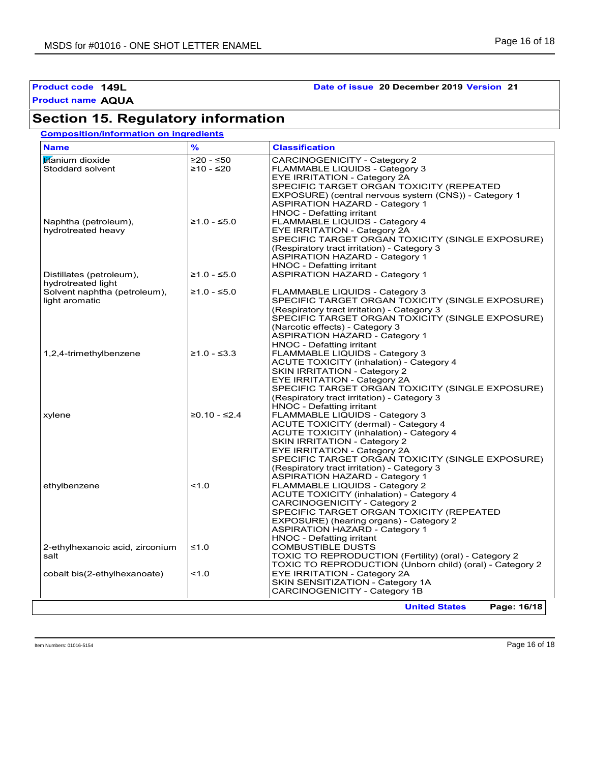**Product code** **149L** **Date of issue** **20 December 2019** **Version** **21**

**Product name** **AQUA**

# Section 15. Regulatory information

**Composition/information on ingredients**

| Name | % | Classification |
|---|---|---|
| titanium dioxide | ≥20 - ≤50 | CARCINOGENICITY - Category 2 |
| Stoddard solvent | ≥10 - ≤20 | FLAMMABLE LIQUIDS - Category 3<br>EYE IRRITATION - Category 2A<br>SPECIFIC TARGET ORGAN TOXICITY (REPEATED EXPOSURE) (central nervous system (CNS)) - Category 1<br>ASPIRATION HAZARD - Category 1<br>HNOC - Defatting irritant |
| Naphtha (petroleum), hydrotreated heavy | ≥1.0 - ≤5.0 | FLAMMABLE LIQUIDS - Category 4<br>EYE IRRITATION - Category 2A<br>SPECIFIC TARGET ORGAN TOXICITY (SINGLE EXPOSURE) (Respiratory tract irritation) - Category 3<br>ASPIRATION HAZARD - Category 1<br>HNOC - Defatting irritant |
| Distillates (petroleum), hydrotreated light | ≥1.0 - ≤5.0 | ASPIRATION HAZARD - Category 1 |
| Solvent naphtha (petroleum), light aromatic | ≥1.0 - ≤5.0 | FLAMMABLE LIQUIDS - Category 3<br>SPECIFIC TARGET ORGAN TOXICITY (SINGLE EXPOSURE) (Respiratory tract irritation) - Category 3<br>SPECIFIC TARGET ORGAN TOXICITY (SINGLE EXPOSURE) (Narcotic effects) - Category 3<br>ASPIRATION HAZARD - Category 1<br>HNOC - Defatting irritant |
| 1,2,4-trimethylbenzene | ≥1.0 - ≤3.3 | FLAMMABLE LIQUIDS - Category 3<br>ACUTE TOXICITY (inhalation) - Category 4<br>SKIN IRRITATION - Category 2<br>EYE IRRITATION - Category 2A<br>SPECIFIC TARGET ORGAN TOXICITY (SINGLE EXPOSURE) (Respiratory tract irritation) - Category 3<br>HNOC - Defatting irritant |
| xylene | ≥0.10 - ≤2.4 | FLAMMABLE LIQUIDS - Category 3<br>ACUTE TOXICITY (dermal) - Category 4<br>ACUTE TOXICITY (inhalation) - Category 4<br>SKIN IRRITATION - Category 2<br>EYE IRRITATION - Category 2A<br>SPECIFIC TARGET ORGAN TOXICITY (SINGLE EXPOSURE) (Respiratory tract irritation) - Category 3<br>ASPIRATION HAZARD - Category 1 |
| ethylbenzene | <1.0 | FLAMMABLE LIQUIDS - Category 2<br>ACUTE TOXICITY (inhalation) - Category 4<br>CARCINOGENICITY - Category 2<br>SPECIFIC TARGET ORGAN TOXICITY (REPEATED EXPOSURE) (hearing organs) - Category 2<br>ASPIRATION HAZARD - Category 1<br>HNOC - Defatting irritant |
| 2-ethylhexanoic acid, zirconium salt | ≤1.0 | COMBUSTIBLE DUSTS<br>TOXIC TO REPRODUCTION (Fertility) (oral) - Category 2<br>TOXIC TO REPRODUCTION (Unborn child) (oral) - Category 2 |
| cobalt bis(2-ethylhexanoate) | <1.0 | EYE IRRITATION - Category 2A<br>SKIN SENSITIZATION - Category 1A<br>CARCINOGENICITY - Category 1B |

**United States**

Item Numbers: 01016-5154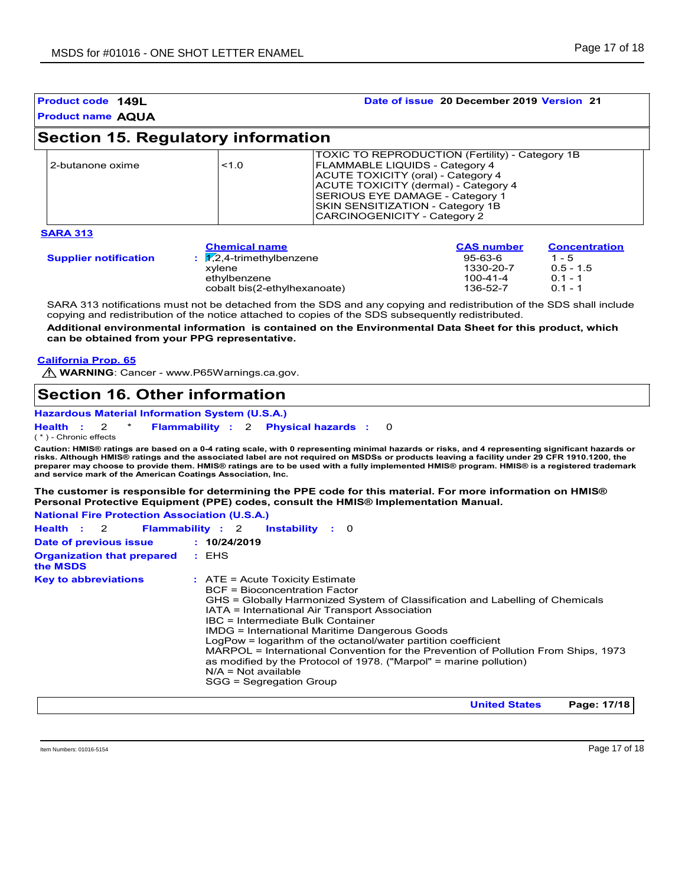**Product code** **149L** **Date of issue** **20 December 2019** **Version** **21**

**Product name** **AQUA**

## Section 15. Regulatory information

| | | |
|---|---|---|
| 2-butanone oxime | <1.0 | TOXIC TO REPRODUCTION (Fertility) - Category 1B<br>FLAMMABLE LIQUIDS - Category 4<br>ACUTE TOXICITY (oral) - Category 4<br>ACUTE TOXICITY (dermal) - Category 4<br>SERIOUS EYE DAMAGE - Category 1<br>SKIN SENSITIZATION - Category 1B<br>CARCINOGENICITY - Category 2 |

**SARA 313**

| | Chemical name | CAS number | Concentration |
|---|---|---|---|
| **Supplier notification** : | 1,2,4-trimethylbenzene | 95-63-6 | 1 - 5 |
| | xylene | 1330-20-7 | 0.5 - 1.5 |
| | ethylbenzene | 100-41-4 | 0.1 - 1 |
| | cobalt bis(2-ethylhexanoate) | 136-52-7 | 0.1 - 1 |

SARA 313 notifications must not be detached from the SDS and any copying and redistribution of the SDS shall include copying and redistribution of the notice attached to copies of the SDS subsequently redistributed.

**Additional environmental information is contained on the Environmental Data Sheet for this product, which can be obtained from your PPG representative.**

**California Prop. 65**

⚠ **WARNING**: Cancer - www.P65Warnings.ca.gov.

## Section 16. Other information

**Hazardous Material Information System (U.S.A.)**

**Health** : 2 * **Flammability** : 2 **Physical hazards** : 0

( * ) - Chronic effects

**Caution: HMIS® ratings are based on a 0-4 rating scale, with 0 representing minimal hazards or risks, and 4 representing significant hazards or risks. Although HMIS® ratings and the associated label are not required on MSDSs or products leaving a facility under 29 CFR 1910.1200, the preparer may choose to provide them. HMIS® ratings are to be used with a fully implemented HMIS® program. HMIS® is a registered trademark and service mark of the American Coatings Association, Inc.**

**The customer is responsible for determining the PPE code for this material. For more information on HMIS® Personal Protective Equipment (PPE) codes, consult the HMIS® Implementation Manual.**

**National Fire Protection Association (U.S.A.)**

**Health** : 2 **Flammability** : 2 **Instability** : 0

**Date of previous issue** : **10/24/2019**

**Organization that prepared the MSDS** : EHS

**Key to abbreviations** :
ATE = Acute Toxicity Estimate
BCF = Bioconcentration Factor
GHS = Globally Harmonized System of Classification and Labelling of Chemicals
IATA = International Air Transport Association
IBC = Intermediate Bulk Container
IMDG = International Maritime Dangerous Goods
LogPow = logarithm of the octanol/water partition coefficient
MARPOL = International Convention for the Prevention of Pollution From Ships, 1973 as modified by the Protocol of 1978. ("Marpol" = marine pollution)
N/A = Not available
SGG = Segregation Group

**United States**

Item Numbers: 01016-5154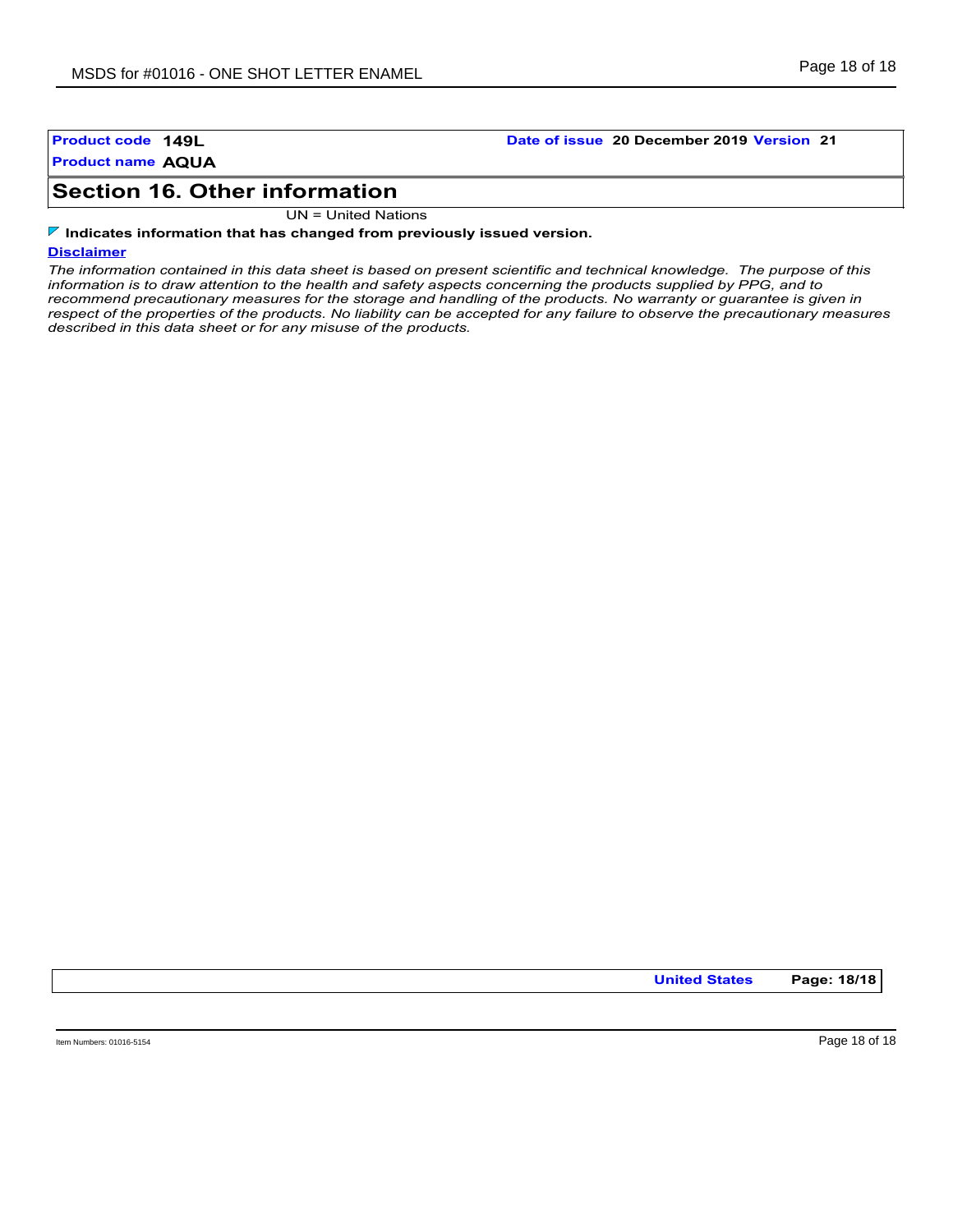**Product code** **149L** **Date of issue** **20 December 2019** **Version** **21**

**Product name** **AQUA**

## Section 16. Other information

UN = United Nations

**Indicates information that has changed from previously issued version.**

**Disclaimer**

*The information contained in this data sheet is based on present scientific and technical knowledge. The purpose of this information is to draw attention to the health and safety aspects concerning the products supplied by PPG, and to recommend precautionary measures for the storage and handling of the products. No warranty or guarantee is given in respect of the properties of the products. No liability can be accepted for any failure to observe the precautionary measures described in this data sheet or for any misuse of the products.*

**United States**

Item Numbers: 01016-5154